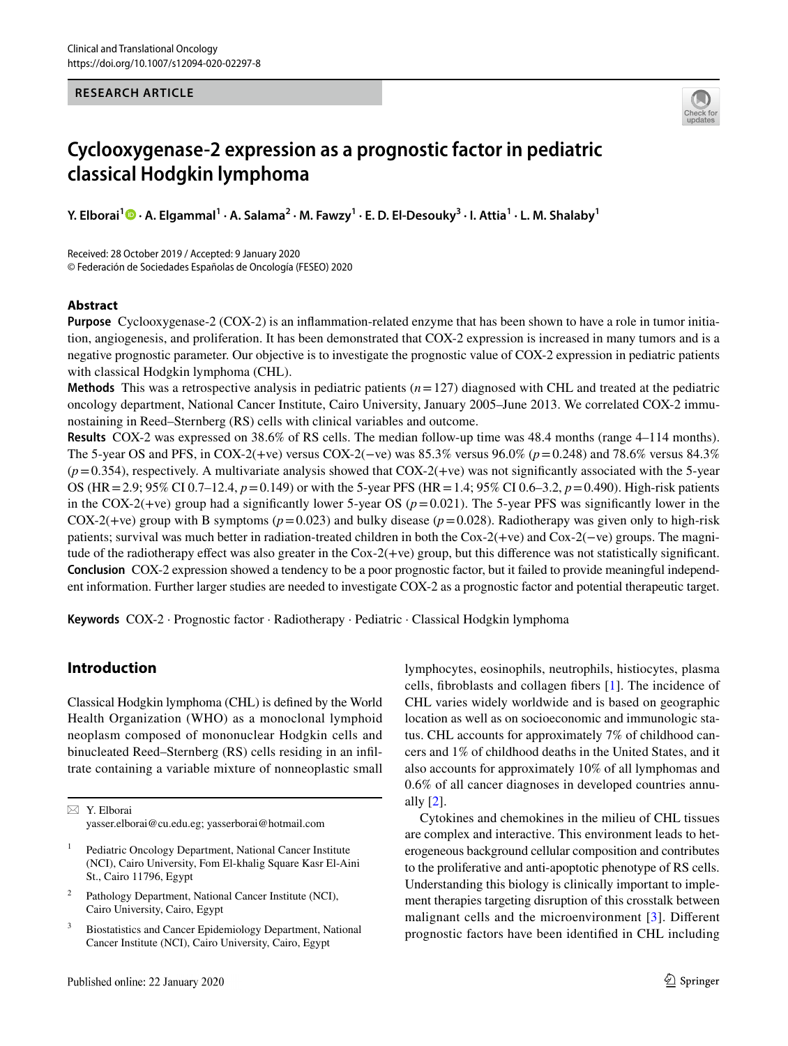RESEARCH ARTICLE

# Cyclooxygenase-2 expression as a prognostic factor in pediatric classical Hodgkin lymphoma

**Y. Elborai[1] · A. Elgammal[1] · A. Salama[2] · M. Fawzy[1] · E. D. El-Desouky[3] · I. Attia[1] · L. M. Shalaby[1]**

Received: 28 October 2019 / Accepted: 9 January 2020
© Federación de Sociedades Españolas de Oncología (FESEO) 2020

## Abstract

**Purpose** Cyclooxygenase-2 (COX-2) is an inflammation-related enzyme that has been shown to have a role in tumor initiation, angiogenesis, and proliferation. It has been demonstrated that COX-2 expression is increased in many tumors and is a negative prognostic parameter. Our objective is to investigate the prognostic value of COX-2 expression in pediatric patients with classical Hodgkin lymphoma (CHL).

**Methods** This was a retrospective analysis in pediatric patients ($n = 127$) diagnosed with CHL and treated at the pediatric oncology department, National Cancer Institute, Cairo University, January 2005–June 2013. We correlated COX-2 immunostaining in Reed–Sternberg (RS) cells with clinical variables and outcome.

**Results** COX-2 was expressed on 38.6% of RS cells. The median follow-up time was 48.4 months (range 4–114 months). The 5-year OS and PFS, in COX-2(+ve) versus COX-2(−ve) was 85.3% versus 96.0% ($p = 0.248$) and 78.6% versus 84.3% ($p = 0.354$), respectively. A multivariate analysis showed that COX-2(+ve) was not significantly associated with the 5-year OS (HR = 2.9; 95% CI 0.7–12.4, $p = 0.149$) or with the 5-year PFS (HR = 1.4; 95% CI 0.6–3.2, $p = 0.490$). High-risk patients in the COX-2(+ve) group had a significantly lower 5-year OS ($p = 0.021$). The 5-year PFS was significantly lower in the COX-2(+ve) group with B symptoms ($p = 0.023$) and bulky disease ($p = 0.028$). Radiotherapy was given only to high-risk patients; survival was much better in radiation-treated children in both the Cox-2(+ve) and Cox-2(−ve) groups. The magnitude of the radiotherapy effect was also greater in the Cox-2(+ve) group, but this difference was not statistically significant.

**Conclusion** COX-2 expression showed a tendency to be a poor prognostic factor, but it failed to provide meaningful independent information. Further larger studies are needed to investigate COX-2 as a prognostic factor and potential therapeutic target.

**Keywords** COX-2 · Prognostic factor · Radiotherapy · Pediatric · Classical Hodgkin lymphoma

## Introduction

Classical Hodgkin lymphoma (CHL) is defined by the World Health Organization (WHO) as a monoclonal lymphoid neoplasm composed of mononuclear Hodgkin cells and binucleated Reed–Sternberg (RS) cells residing in an infiltrate containing a variable mixture of nonneoplastic small lymphocytes, eosinophils, neutrophils, histiocytes, plasma cells, fibroblasts and collagen fibers [1]. The incidence of CHL varies widely worldwide and is based on geographic location as well as on socioeconomic and immunologic status. CHL accounts for approximately 7% of childhood cancers and 1% of childhood deaths in the United States, and it also accounts for approximately 10% of all lymphomas and 0.6% of all cancer diagnoses in developed countries annually [2].

Cytokines and chemokines in the milieu of CHL tissues are complex and interactive. This environment leads to heterogeneous background cellular composition and contributes to the proliferative and anti-apoptotic phenotype of RS cells. Understanding this biology is clinically important to implement therapies targeting disruption of this crosstalk between malignant cells and the microenvironment [3]. Different prognostic factors have been identified in CHL including

✉ Y. Elborai
yasser.elborai@cu.edu.eg; yasserborai@hotmail.com

[1] Pediatric Oncology Department, National Cancer Institute (NCI), Cairo University, Fom El-khalig Square Kasr El-Aini St., Cairo 11796, Egypt

[2] Pathology Department, National Cancer Institute (NCI), Cairo University, Cairo, Egypt

[3] Biostatistics and Cancer Epidemiology Department, National Cancer Institute (NCI), Cairo University, Cairo, Egypt

Published online: 22 January 2020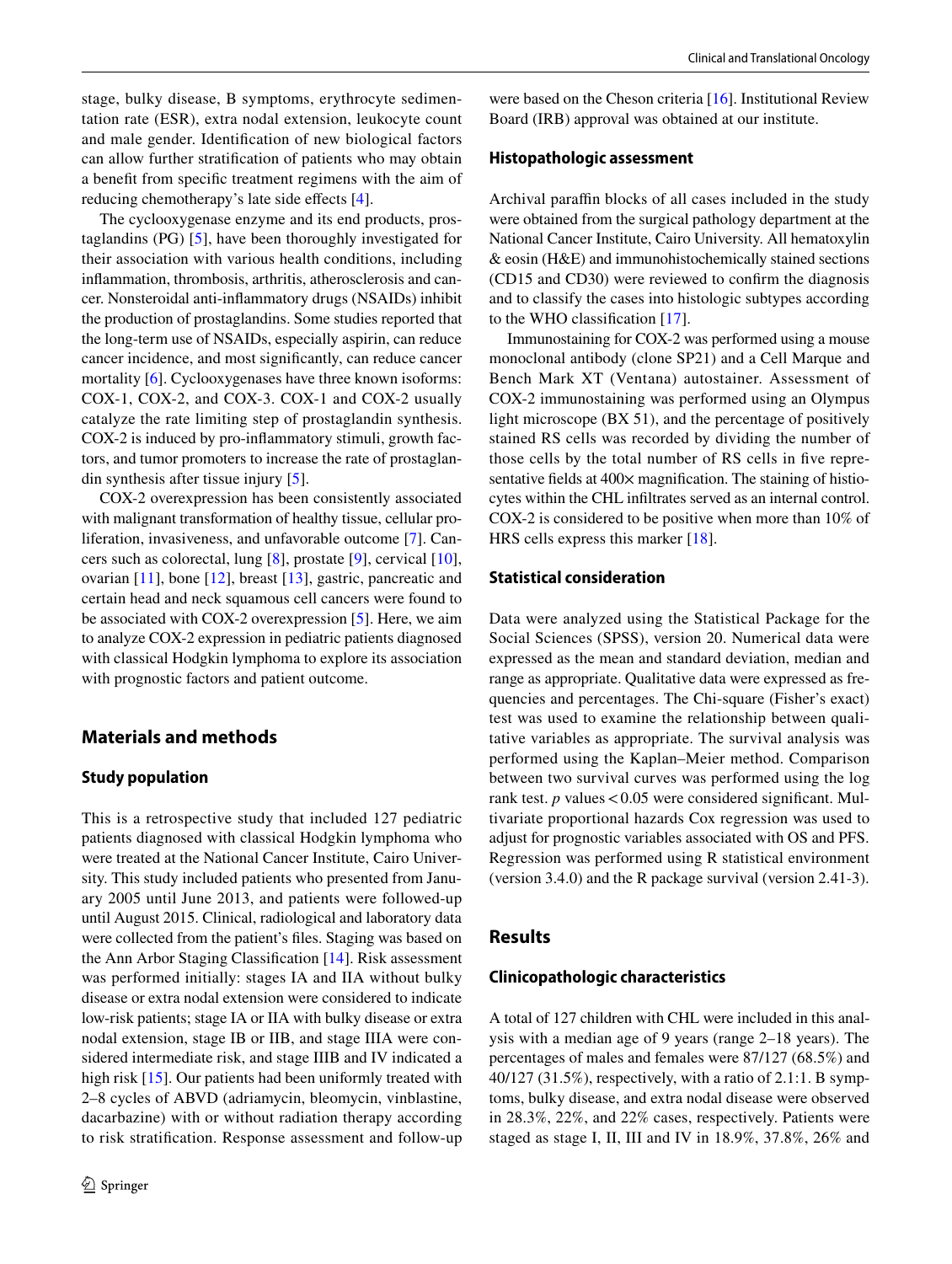stage, bulky disease, B symptoms, erythrocyte sedimentation rate (ESR), extra nodal extension, leukocyte count and male gender. Identification of new biological factors can allow further stratification of patients who may obtain a benefit from specific treatment regimens with the aim of reducing chemotherapy's late side effects [4].

The cyclooxygenase enzyme and its end products, prostaglandins (PG) [5], have been thoroughly investigated for their association with various health conditions, including inflammation, thrombosis, arthritis, atherosclerosis and cancer. Nonsteroidal anti-inflammatory drugs (NSAIDs) inhibit the production of prostaglandins. Some studies reported that the long-term use of NSAIDs, especially aspirin, can reduce cancer incidence, and most significantly, can reduce cancer mortality [6]. Cyclooxygenases have three known isoforms: COX-1, COX-2, and COX-3. COX-1 and COX-2 usually catalyze the rate limiting step of prostaglandin synthesis. COX-2 is induced by pro-inflammatory stimuli, growth factors, and tumor promoters to increase the rate of prostaglandin synthesis after tissue injury [5].

COX-2 overexpression has been consistently associated with malignant transformation of healthy tissue, cellular proliferation, invasiveness, and unfavorable outcome [7]. Cancers such as colorectal, lung [8], prostate [9], cervical [10], ovarian [11], bone [12], breast [13], gastric, pancreatic and certain head and neck squamous cell cancers were found to be associated with COX-2 overexpression [5]. Here, we aim to analyze COX-2 expression in pediatric patients diagnosed with classical Hodgkin lymphoma to explore its association with prognostic factors and patient outcome.

## Materials and methods

### Study population

This is a retrospective study that included 127 pediatric patients diagnosed with classical Hodgkin lymphoma who were treated at the National Cancer Institute, Cairo University. This study included patients who presented from January 2005 until June 2013, and patients were followed-up until August 2015. Clinical, radiological and laboratory data were collected from the patient's files. Staging was based on the Ann Arbor Staging Classification [14]. Risk assessment was performed initially: stages IA and IIA without bulky disease or extra nodal extension were considered to indicate low-risk patients; stage IA or IIA with bulky disease or extra nodal extension, stage IB or IIB, and stage IIIA were considered intermediate risk, and stage IIIB and IV indicated a high risk [15]. Our patients had been uniformly treated with 2–8 cycles of ABVD (adriamycin, bleomycin, vinblastine, dacarbazine) with or without radiation therapy according to risk stratification. Response assessment and follow-up were based on the Cheson criteria [16]. Institutional Review Board (IRB) approval was obtained at our institute.

### Histopathologic assessment

Archival paraffin blocks of all cases included in the study were obtained from the surgical pathology department at the National Cancer Institute, Cairo University. All hematoxylin & eosin (H&E) and immunohistochemically stained sections (CD15 and CD30) were reviewed to confirm the diagnosis and to classify the cases into histologic subtypes according to the WHO classification [17].

Immunostaining for COX-2 was performed using a mouse monoclonal antibody (clone SP21) and a Cell Marque and Bench Mark XT (Ventana) autostainer. Assessment of COX-2 immunostaining was performed using an Olympus light microscope (BX 51), and the percentage of positively stained RS cells was recorded by dividing the number of those cells by the total number of RS cells in five representative fields at 400× magnification. The staining of histiocytes within the CHL infiltrates served as an internal control. COX-2 is considered to be positive when more than 10% of HRS cells express this marker [18].

### Statistical consideration

Data were analyzed using the Statistical Package for the Social Sciences (SPSS), version 20. Numerical data were expressed as the mean and standard deviation, median and range as appropriate. Qualitative data were expressed as frequencies and percentages. The Chi-square (Fisher's exact) test was used to examine the relationship between qualitative variables as appropriate. The survival analysis was performed using the Kaplan–Meier method. Comparison between two survival curves was performed using the log rank test. $p$ values $< 0.05$ were considered significant. Multivariate proportional hazards Cox regression was used to adjust for prognostic variables associated with OS and PFS. Regression was performed using R statistical environment (version 3.4.0) and the R package survival (version 2.41-3).

## Results

### Clinicopathologic characteristics

A total of 127 children with CHL were included in this analysis with a median age of 9 years (range 2–18 years). The percentages of males and females were 87/127 (68.5%) and 40/127 (31.5%), respectively, with a ratio of 2.1:1. B symptoms, bulky disease, and extra nodal disease were observed in 28.3%, 22%, and 22% cases, respectively. Patients were staged as stage I, II, III and IV in 18.9%, 37.8%, 26% and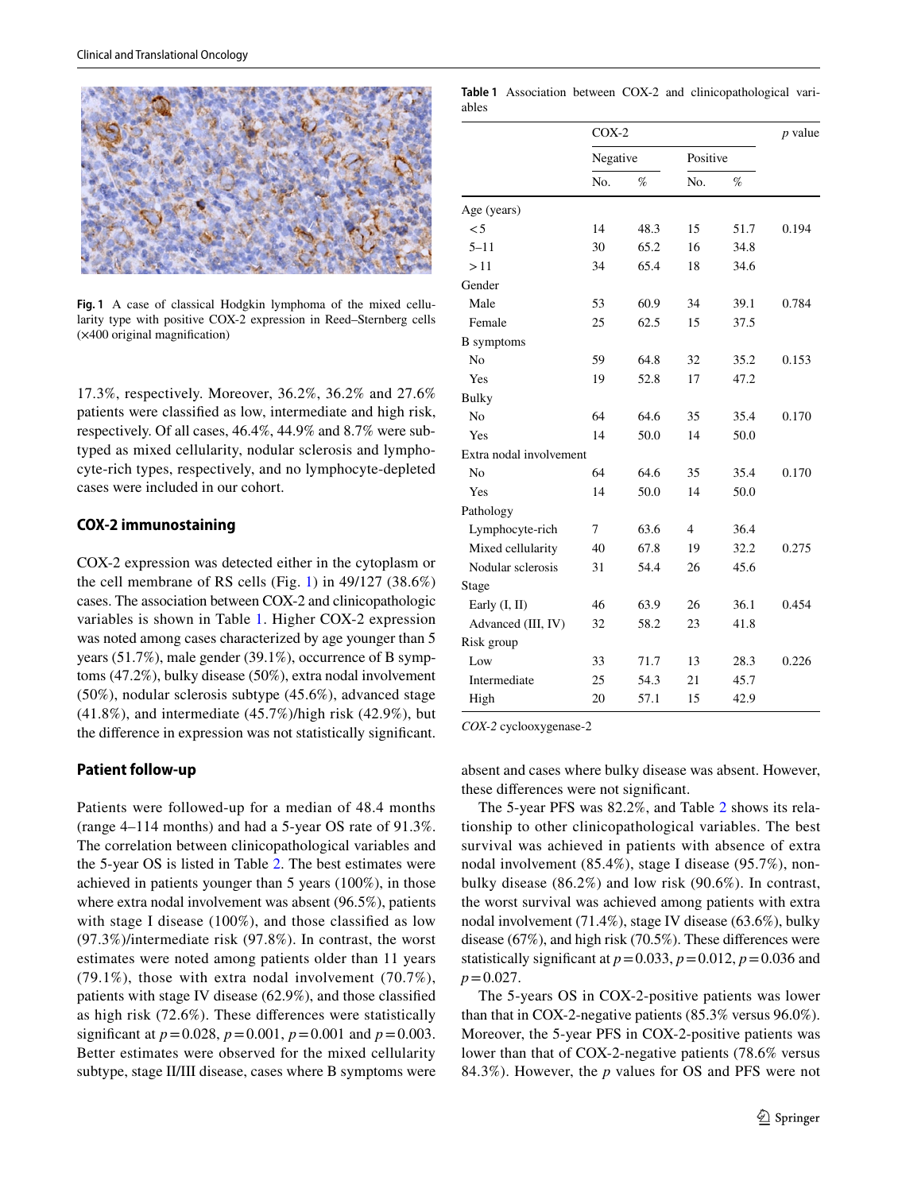Fig. 1 A case of classical Hodgkin lymphoma of the mixed cellularity type with positive COX-2 expression in Reed–Sternberg cells (×400 original magnification)

17.3%, respectively. Moreover, 36.2%, 36.2% and 27.6% patients were classified as low, intermediate and high risk, respectively. Of all cases, 46.4%, 44.9% and 8.7% were subtyped as mixed cellularity, nodular sclerosis and lymphocyte-rich types, respectively, and no lymphocyte-depleted cases were included in our cohort.

## COX-2 immunostaining

COX-2 expression was detected either in the cytoplasm or the cell membrane of RS cells (Fig. 1) in 49/127 (38.6%) cases. The association between COX-2 and clinicopathologic variables is shown in Table 1. Higher COX-2 expression was noted among cases characterized by age younger than 5 years (51.7%), male gender (39.1%), occurrence of B symptoms (47.2%), bulky disease (50%), extra nodal involvement (50%), nodular sclerosis subtype (45.6%), advanced stage (41.8%), and intermediate (45.7%)/high risk (42.9%), but the difference in expression was not statistically significant.

**Table 1** Association between COX-2 and clinicopathological variables

| | COX-2 | | | | *p* value |
|---|---|---|---|---|---|
| | Negative | | Positive | | |
| | No. | % | No. | % | |
| Age (years) | | | | | |
| < 5 | 14 | 48.3 | 15 | 51.7 | 0.194 |
| 5–11 | 30 | 65.2 | 16 | 34.8 | |
| > 11 | 34 | 65.4 | 18 | 34.6 | |
| Gender | | | | | |
| Male | 53 | 60.9 | 34 | 39.1 | 0.784 |
| Female | 25 | 62.5 | 15 | 37.5 | |
| B symptoms | | | | | |
| No | 59 | 64.8 | 32 | 35.2 | 0.153 |
| Yes | 19 | 52.8 | 17 | 47.2 | |
| Bulky | | | | | |
| No | 64 | 64.6 | 35 | 35.4 | 0.170 |
| Yes | 14 | 50.0 | 14 | 50.0 | |
| Extra nodal involvement | | | | | |
| No | 64 | 64.6 | 35 | 35.4 | 0.170 |
| Yes | 14 | 50.0 | 14 | 50.0 | |
| Pathology | | | | | |
| Lymphocyte-rich | 7 | 63.6 | 4 | 36.4 | |
| Mixed cellularity | 40 | 67.8 | 19 | 32.2 | 0.275 |
| Nodular sclerosis | 31 | 54.4 | 26 | 45.6 | |
| Stage | | | | | |
| Early (I, II) | 46 | 63.9 | 26 | 36.1 | 0.454 |
| Advanced (III, IV) | 32 | 58.2 | 23 | 41.8 | |
| Risk group | | | | | |
| Low | 33 | 71.7 | 13 | 28.3 | 0.226 |
| Intermediate | 25 | 54.3 | 21 | 45.7 | |
| High | 20 | 57.1 | 15 | 42.9 | |

*COX-2* cyclooxygenase-2

## Patient follow-up

Patients were followed-up for a median of 48.4 months (range 4–114 months) and had a 5-year OS rate of 91.3%. The correlation between clinicopathological variables and the 5-year OS is listed in Table 2. The best estimates were achieved in patients younger than 5 years (100%), in those where extra nodal involvement was absent (96.5%), patients with stage I disease (100%), and those classified as low (97.3%)/intermediate risk (97.8%). In contrast, the worst estimates were noted among patients older than 11 years (79.1%), those with extra nodal involvement (70.7%), patients with stage IV disease (62.9%), and those classified as high risk (72.6%). These differences were statistically significant at $p=0.028$, $p=0.001$, $p=0.001$ and $p=0.003$. Better estimates were observed for the mixed cellularity subtype, stage II/III disease, cases where B symptoms were absent and cases where bulky disease was absent. However, these differences were not significant.

The 5-year PFS was 82.2%, and Table 2 shows its relationship to other clinicopathological variables. The best survival was achieved in patients with absence of extra nodal involvement (85.4%), stage I disease (95.7%), non-bulky disease (86.2%) and low risk (90.6%). In contrast, the worst survival was achieved among patients with extra nodal involvement (71.4%), stage IV disease (63.6%), bulky disease (67%), and high risk (70.5%). These differences were statistically significant at $p=0.033$, $p=0.012$, $p=0.036$ and $p=0.027$.

The 5-years OS in COX-2-positive patients was lower than that in COX-2-negative patients (85.3% versus 96.0%). Moreover, the 5-year PFS in COX-2-positive patients was lower than that of COX-2-negative patients (78.6% versus 84.3%). However, the *p* values for OS and PFS were not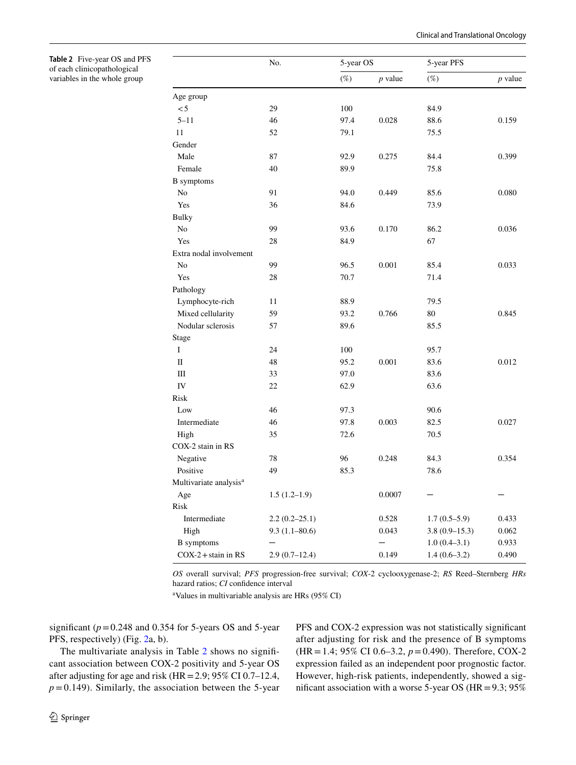**Table 2** Five-year OS and PFS of each clinicopathological variables in the whole group

| | No. | 5-year OS | | 5-year PFS | |
|---|---|---|---|---|---|
| | | (%) | *p* value | (%) | *p* value |
| Age group | | | | | |
| < 5 | 29 | 100 | | 84.9 | |
| 5–11 | 46 | 97.4 | 0.028 | 88.6 | 0.159 |
| 11 | 52 | 79.1 | | 75.5 | |
| Gender | | | | | |
| Male | 87 | 92.9 | 0.275 | 84.4 | 0.399 |
| Female | 40 | 89.9 | | 75.8 | |
| B symptoms | | | | | |
| No | 91 | 94.0 | 0.449 | 85.6 | 0.080 |
| Yes | 36 | 84.6 | | 73.9 | |
| Bulky | | | | | |
| No | 99 | 93.6 | 0.170 | 86.2 | 0.036 |
| Yes | 28 | 84.9 | | 67 | |
| Extra nodal involvement | | | | | |
| No | 99 | 96.5 | 0.001 | 85.4 | 0.033 |
| Yes | 28 | 70.7 | | 71.4 | |
| Pathology | | | | | |
| Lymphocyte-rich | 11 | 88.9 | | 79.5 | |
| Mixed cellularity | 59 | 93.2 | 0.766 | 80 | 0.845 |
| Nodular sclerosis | 57 | 89.6 | | 85.5 | |
| Stage | | | | | |
| I | 24 | 100 | | 95.7 | |
| II | 48 | 95.2 | 0.001 | 83.6 | 0.012 |
| III | 33 | 97.0 | | 83.6 | |
| IV | 22 | 62.9 | | 63.6 | |
| Risk | | | | | |
| Low | 46 | 97.3 | | 90.6 | |
| Intermediate | 46 | 97.8 | 0.003 | 82.5 | 0.027 |
| High | 35 | 72.6 | | 70.5 | |
| COX-2 stain in RS | | | | | |
| Negative | 78 | 96 | 0.248 | 84.3 | 0.354 |
| Positive | 49 | 85.3 | | 78.6 | |
| Multivariate analysis[a] | | | | | |
| Age | 1.5 (1.2–1.9) | | 0.0007 | – | – |
| Risk | | | | | |
| Intermediate | 2.2 (0.2–25.1) | | 0.528 | 1.7 (0.5–5.9) | 0.433 |
| High | 9.3 (1.1–80.6) | | 0.043 | 3.8 (0.9–15.3) | 0.062 |
| B symptoms | – | | – | 1.0 (0.4–3.1) | 0.933 |
| COX-2 + stain in RS | 2.9 (0.7–12.4) | | 0.149 | 1.4 (0.6–3.2) | 0.490 |

*OS* overall survival; *PFS* progression-free survival; *COX*-2 cyclooxygenase-2; *RS* Reed–Sternberg *HRs* hazard ratios; *CI* confidence interval

[a]Values in multivariable analysis are HRs (95% CI)

significant ($p = 0.248$ and 0.354 for 5-years OS and 5-year PFS, respectively) (Fig. 2a, b).

The multivariate analysis in Table 2 shows no significant association between COX-2 positivity and 5-year OS after adjusting for age and risk (HR = 2.9; 95% CI 0.7–12.4, $p = 0.149$). Similarly, the association between the 5-year PFS and COX-2 expression was not statistically significant after adjusting for risk and the presence of B symptoms (HR = 1.4; 95% CI 0.6–3.2, $p = 0.490$). Therefore, COX-2 expression failed as an independent poor prognostic factor. However, high-risk patients, independently, showed a significant association with a worse 5-year OS (HR = 9.3; 95%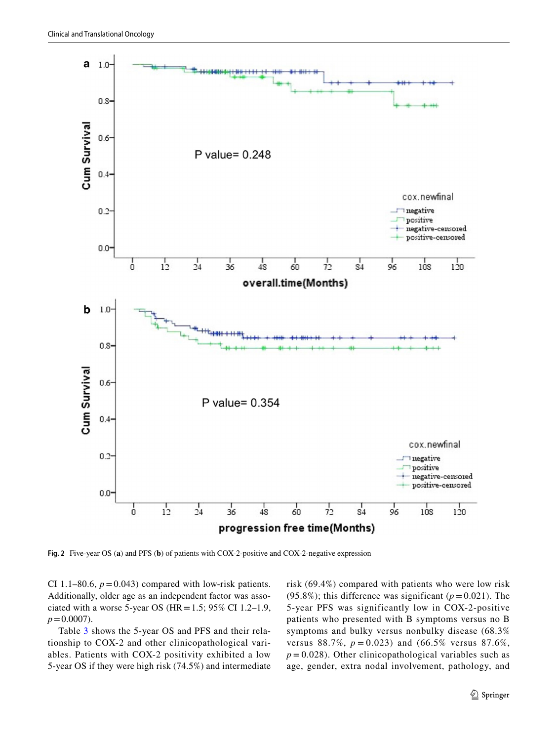Fig. 2 Five-year OS (**a**) and PFS (**b**) of patients with COX-2-positive and COX-2-negative expression

CI 1.1–80.6, $p = 0.043$) compared with low-risk patients. Additionally, older age as an independent factor was associated with a worse 5-year OS (HR = 1.5; 95% CI 1.2–1.9, $p = 0.0007$).

Table 3 shows the 5-year OS and PFS and their relationship to COX-2 and other clinicopathological variables. Patients with COX-2 positivity exhibited a low 5-year OS if they were high risk (74.5%) and intermediate risk (69.4%) compared with patients who were low risk (95.8%); this difference was significant ($p = 0.021$). The 5-year PFS was significantly low in COX-2-positive patients who presented with B symptoms versus no B symptoms and bulky versus nonbulky disease (68.3% versus 88.7%, $p = 0.023$) and (66.5% versus 87.6%, $p = 0.028$). Other clinicopathological variables such as age, gender, extra nodal involvement, pathology, and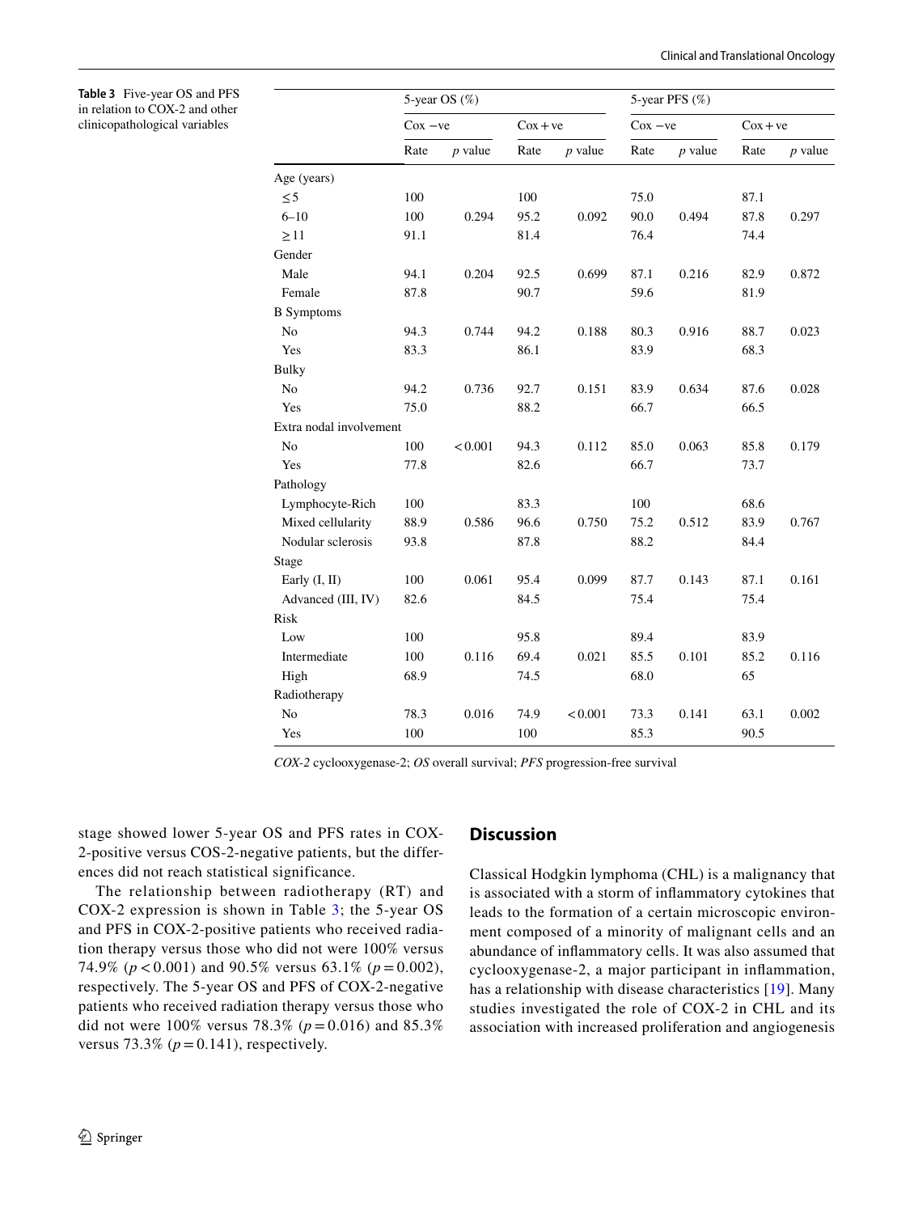**Table 3** Five-year OS and PFS in relation to COX-2 and other clinicopathological variables

| | 5-year OS (%) | | | | 5-year PFS (%) | | | |
|---|---|---|---|---|---|---|---|---|
| | Cox −ve | | Cox + ve | | Cox −ve | | Cox + ve | |
| | Rate | *p* value | Rate | *p* value | Rate | *p* value | Rate | *p* value |
| Age (years) | | | | | | | | |
| ≤5 | 100 | | 100 | | 75.0 | | 87.1 | |
| 6–10 | 100 | 0.294 | 95.2 | 0.092 | 90.0 | 0.494 | 87.8 | 0.297 |
| ≥11 | 91.1 | | 81.4 | | 76.4 | | 74.4 | |
| Gender | | | | | | | | |
| Male | 94.1 | 0.204 | 92.5 | 0.699 | 87.1 | 0.216 | 82.9 | 0.872 |
| Female | 87.8 | | 90.7 | | 59.6 | | 81.9 | |
| B Symptoms | | | | | | | | |
| No | 94.3 | 0.744 | 94.2 | 0.188 | 80.3 | 0.916 | 88.7 | 0.023 |
| Yes | 83.3 | | 86.1 | | 83.9 | | 68.3 | |
| Bulky | | | | | | | | |
| No | 94.2 | 0.736 | 92.7 | 0.151 | 83.9 | 0.634 | 87.6 | 0.028 |
| Yes | 75.0 | | 88.2 | | 66.7 | | 66.5 | |
| Extra nodal involvement | | | | | | | | |
| No | 100 | < 0.001 | 94.3 | 0.112 | 85.0 | 0.063 | 85.8 | 0.179 |
| Yes | 77.8 | | 82.6 | | 66.7 | | 73.7 | |
| Pathology | | | | | | | | |
| Lymphocyte-Rich | 100 | | 83.3 | | 100 | | 68.6 | |
| Mixed cellularity | 88.9 | 0.586 | 96.6 | 0.750 | 75.2 | 0.512 | 83.9 | 0.767 |
| Nodular sclerosis | 93.8 | | 87.8 | | 88.2 | | 84.4 | |
| Stage | | | | | | | | |
| Early (I, II) | 100 | 0.061 | 95.4 | 0.099 | 87.7 | 0.143 | 87.1 | 0.161 |
| Advanced (III, IV) | 82.6 | | 84.5 | | 75.4 | | 75.4 | |
| Risk | | | | | | | | |
| Low | 100 | | 95.8 | | 89.4 | | 83.9 | |
| Intermediate | 100 | 0.116 | 69.4 | 0.021 | 85.5 | 0.101 | 85.2 | 0.116 |
| High | 68.9 | | 74.5 | | 68.0 | | 65 | |
| Radiotherapy | | | | | | | | |
| No | 78.3 | 0.016 | 74.9 | < 0.001 | 73.3 | 0.141 | 63.1 | 0.002 |
| Yes | 100 | | 100 | | 85.3 | | 90.5 | |

*COX-2* cyclooxygenase-2; *OS* overall survival; *PFS* progression-free survival

stage showed lower 5-year OS and PFS rates in COX-2-positive versus COS-2-negative patients, but the differences did not reach statistical significance.

The relationship between radiotherapy (RT) and COX-2 expression is shown in Table 3; the 5-year OS and PFS in COX-2-positive patients who received radiation therapy versus those who did not were 100% versus 74.9% ($p < 0.001$) and 90.5% versus 63.1% ($p = 0.002$), respectively. The 5-year OS and PFS of COX-2-negative patients who received radiation therapy versus those who did not were 100% versus 78.3% ($p = 0.016$) and 85.3% versus 73.3% ($p = 0.141$), respectively.

## Discussion

Classical Hodgkin lymphoma (CHL) is a malignancy that is associated with a storm of inflammatory cytokines that leads to the formation of a certain microscopic environment composed of a minority of malignant cells and an abundance of inflammatory cells. It was also assumed that cyclooxygenase-2, a major participant in inflammation, has a relationship with disease characteristics [19]. Many studies investigated the role of COX-2 in CHL and its association with increased proliferation and angiogenesis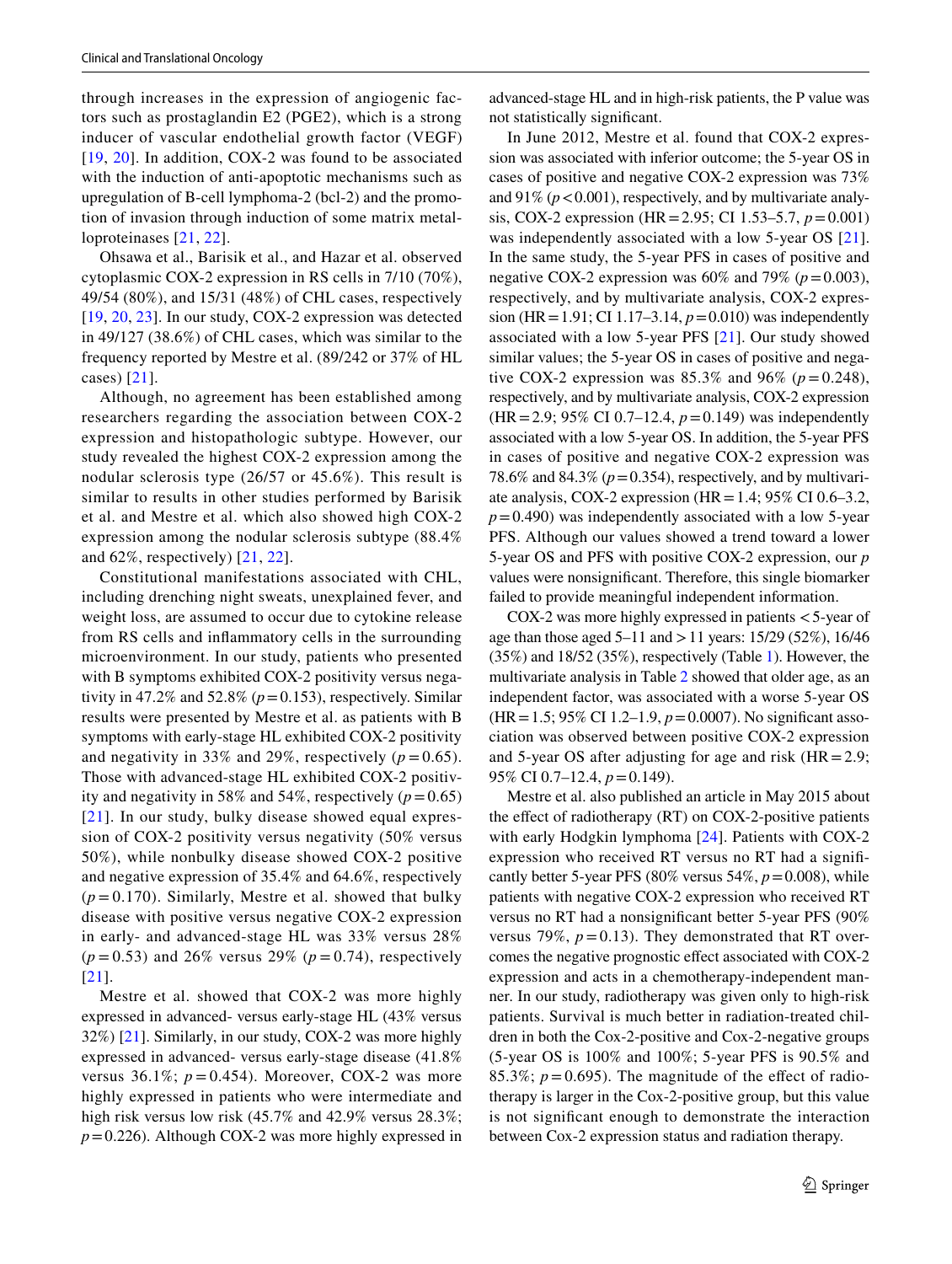through increases in the expression of angiogenic factors such as prostaglandin E2 (PGE2), which is a strong inducer of vascular endothelial growth factor (VEGF) [19, 20]. In addition, COX-2 was found to be associated with the induction of anti-apoptotic mechanisms such as upregulation of B-cell lymphoma-2 (bcl-2) and the promotion of invasion through induction of some matrix metalloproteinases [21, 22].

Ohsawa et al., Barisik et al., and Hazar et al. observed cytoplasmic COX-2 expression in RS cells in 7/10 (70%), 49/54 (80%), and 15/31 (48%) of CHL cases, respectively [19, 20, 23]. In our study, COX-2 expression was detected in 49/127 (38.6%) of CHL cases, which was similar to the frequency reported by Mestre et al. (89/242 or 37% of HL cases) [21].

Although, no agreement has been established among researchers regarding the association between COX-2 expression and histopathologic subtype. However, our study revealed the highest COX-2 expression among the nodular sclerosis type (26/57 or 45.6%). This result is similar to results in other studies performed by Barisik et al. and Mestre et al. which also showed high COX-2 expression among the nodular sclerosis subtype (88.4% and 62%, respectively) [21, 22].

Constitutional manifestations associated with CHL, including drenching night sweats, unexplained fever, and weight loss, are assumed to occur due to cytokine release from RS cells and inflammatory cells in the surrounding microenvironment. In our study, patients who presented with B symptoms exhibited COX-2 positivity versus negativity in 47.2% and 52.8% ($p = 0.153$), respectively. Similar results were presented by Mestre et al. as patients with B symptoms with early-stage HL exhibited COX-2 positivity and negativity in 33% and 29%, respectively ($p = 0.65$). Those with advanced-stage HL exhibited COX-2 positivity and negativity in 58% and 54%, respectively ($p = 0.65$) [21]. In our study, bulky disease showed equal expression of COX-2 positivity versus negativity (50% versus 50%), while nonbulky disease showed COX-2 positive and negative expression of 35.4% and 64.6%, respectively ($p = 0.170$). Similarly, Mestre et al. showed that bulky disease with positive versus negative COX-2 expression in early- and advanced-stage HL was 33% versus 28% ($p = 0.53$) and 26% versus 29% ($p = 0.74$), respectively [21].

Mestre et al. showed that COX-2 was more highly expressed in advanced- versus early-stage HL (43% versus 32%) [21]. Similarly, in our study, COX-2 was more highly expressed in advanced- versus early-stage disease (41.8% versus 36.1%; $p = 0.454$). Moreover, COX-2 was more highly expressed in patients who were intermediate and high risk versus low risk (45.7% and 42.9% versus 28.3%; $p = 0.226$). Although COX-2 was more highly expressed in advanced-stage HL and in high-risk patients, the P value was not statistically significant.

In June 2012, Mestre et al. found that COX-2 expression was associated with inferior outcome; the 5-year OS in cases of positive and negative COX-2 expression was 73% and 91% ($p < 0.001$), respectively, and by multivariate analysis, COX-2 expression (HR = 2.95; CI 1.53–5.7, $p = 0.001$) was independently associated with a low 5-year OS [21]. In the same study, the 5-year PFS in cases of positive and negative COX-2 expression was 60% and 79% ($p = 0.003$), respectively, and by multivariate analysis, COX-2 expression (HR = 1.91; CI 1.17–3.14, $p = 0.010$) was independently associated with a low 5-year PFS [21]. Our study showed similar values; the 5-year OS in cases of positive and negative COX-2 expression was 85.3% and 96% ($p = 0.248$), respectively, and by multivariate analysis, COX-2 expression (HR = 2.9; 95% CI 0.7–12.4, $p = 0.149$) was independently associated with a low 5-year OS. In addition, the 5-year PFS in cases of positive and negative COX-2 expression was 78.6% and 84.3% ($p = 0.354$), respectively, and by multivariate analysis, COX-2 expression (HR = 1.4; 95% CI 0.6–3.2, $p = 0.490$) was independently associated with a low 5-year PFS. Although our values showed a trend toward a lower 5-year OS and PFS with positive COX-2 expression, our *p* values were nonsignificant. Therefore, this single biomarker failed to provide meaningful independent information.

COX-2 was more highly expressed in patients < 5-year of age than those aged 5–11 and > 11 years: 15/29 (52%), 16/46 (35%) and 18/52 (35%), respectively (Table 1). However, the multivariate analysis in Table 2 showed that older age, as an independent factor, was associated with a worse 5-year OS (HR = 1.5; 95% CI 1.2–1.9, $p = 0.0007$). No significant association was observed between positive COX-2 expression and 5-year OS after adjusting for age and risk (HR = 2.9; 95% CI 0.7–12.4, $p = 0.149$).

Mestre et al. also published an article in May 2015 about the effect of radiotherapy (RT) on COX-2-positive patients with early Hodgkin lymphoma [24]. Patients with COX-2 expression who received RT versus no RT had a significantly better 5-year PFS (80% versus 54%, $p = 0.008$), while patients with negative COX-2 expression who received RT versus no RT had a nonsignificant better 5-year PFS (90% versus 79%, $p = 0.13$). They demonstrated that RT overcomes the negative prognostic effect associated with COX-2 expression and acts in a chemotherapy-independent manner. In our study, radiotherapy was given only to high-risk patients. Survival is much better in radiation-treated children in both the Cox-2-positive and Cox-2-negative groups (5-year OS is 100% and 100%; 5-year PFS is 90.5% and 85.3%; $p = 0.695$). The magnitude of the effect of radiotherapy is larger in the Cox-2-positive group, but this value is not significant enough to demonstrate the interaction between Cox-2 expression status and radiation therapy.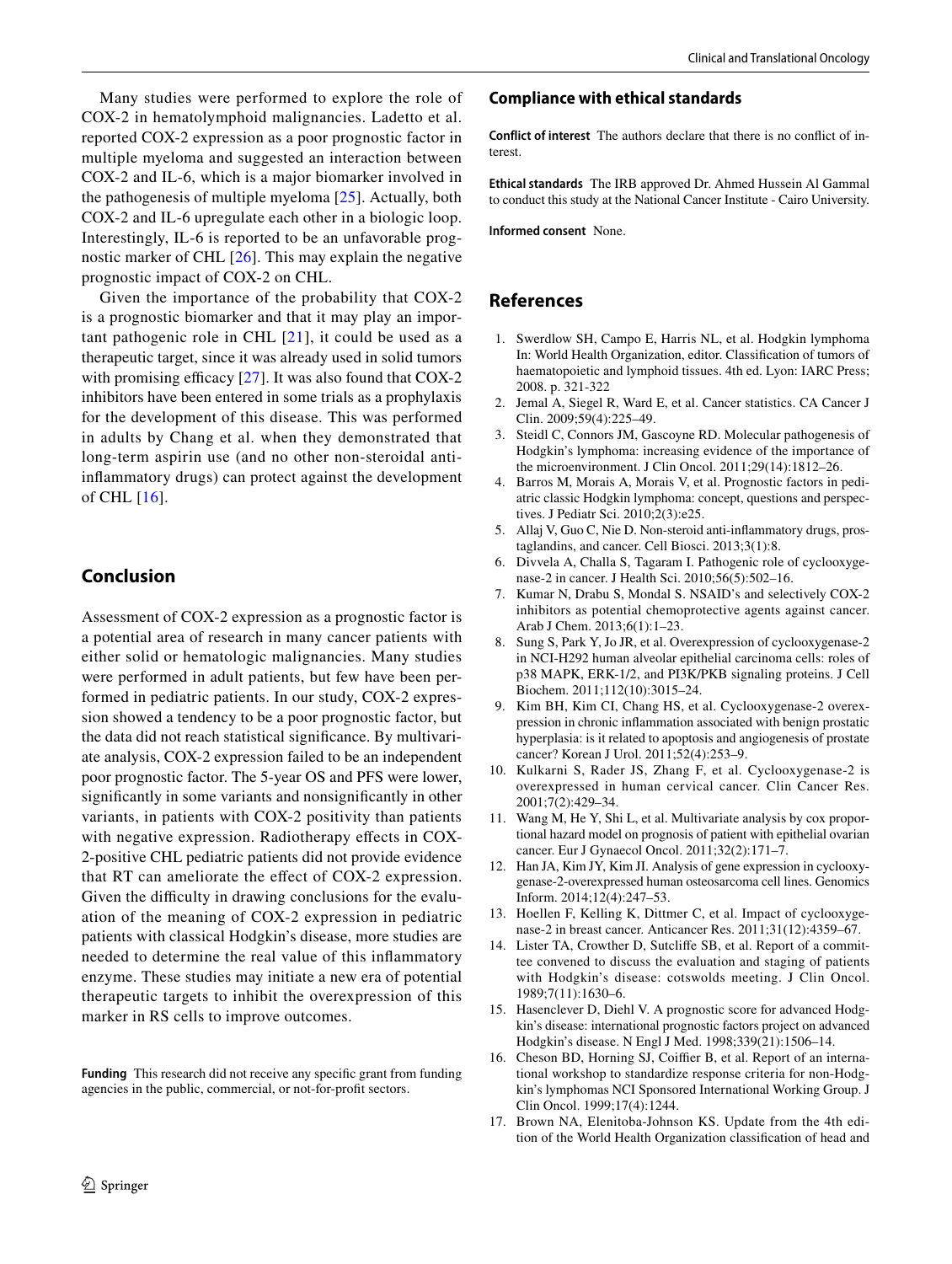Many studies were performed to explore the role of COX-2 in hematolymphoid malignancies. Ladetto et al. reported COX-2 expression as a poor prognostic factor in multiple myeloma and suggested an interaction between COX-2 and IL-6, which is a major biomarker involved in the pathogenesis of multiple myeloma [25]. Actually, both COX-2 and IL-6 upregulate each other in a biologic loop. Interestingly, IL-6 is reported to be an unfavorable prognostic marker of CHL [26]. This may explain the negative prognostic impact of COX-2 on CHL.

Given the importance of the probability that COX-2 is a prognostic biomarker and that it may play an important pathogenic role in CHL [21], it could be used as a therapeutic target, since it was already used in solid tumors with promising efficacy [27]. It was also found that COX-2 inhibitors have been entered in some trials as a prophylaxis for the development of this disease. This was performed in adults by Chang et al. when they demonstrated that long-term aspirin use (and no other non-steroidal anti-inflammatory drugs) can protect against the development of CHL [16].

## Conclusion

Assessment of COX-2 expression as a prognostic factor is a potential area of research in many cancer patients with either solid or hematologic malignancies. Many studies were performed in adult patients, but few have been performed in pediatric patients. In our study, COX-2 expression showed a tendency to be a poor prognostic factor, but the data did not reach statistical significance. By multivariate analysis, COX-2 expression failed to be an independent poor prognostic factor. The 5-year OS and PFS were lower, significantly in some variants and nonsignificantly in other variants, in patients with COX-2 positivity than patients with negative expression. Radiotherapy effects in COX-2-positive CHL pediatric patients did not provide evidence that RT can ameliorate the effect of COX-2 expression. Given the difficulty in drawing conclusions for the evaluation of the meaning of COX-2 expression in pediatric patients with classical Hodgkin's disease, more studies are needed to determine the real value of this inflammatory enzyme. These studies may initiate a new era of potential therapeutic targets to inhibit the overexpression of this marker in RS cells to improve outcomes.

**Funding** This research did not receive any specific grant from funding agencies in the public, commercial, or not-for-profit sectors.

## Compliance with ethical standards

**Conflict of interest** The authors declare that there is no conflict of interest.

**Ethical standards** The IRB approved Dr. Ahmed Hussein Al Gammal to conduct this study at the National Cancer Institute - Cairo University.

**Informed consent** None.

## References

1. Swerdlow SH, Campo E, Harris NL, et al. Hodgkin lymphoma In: World Health Organization, editor. Classification of tumors of haematopoietic and lymphoid tissues. 4th ed. Lyon: IARC Press; 2008. p. 321-322
2. Jemal A, Siegel R, Ward E, et al. Cancer statistics. CA Cancer J Clin. 2009;59(4):225–49.
3. Steidl C, Connors JM, Gascoyne RD. Molecular pathogenesis of Hodgkin's lymphoma: increasing evidence of the importance of the microenvironment. J Clin Oncol. 2011;29(14):1812–26.
4. Barros M, Morais A, Morais V, et al. Prognostic factors in pediatric classic Hodgkin lymphoma: concept, questions and perspectives. J Pediatr Sci. 2010;2(3):e25.
5. Allaj V, Guo C, Nie D. Non-steroid anti-inflammatory drugs, prostaglandins, and cancer. Cell Biosci. 2013;3(1):8.
6. Divvela A, Challa S, Tagaram I. Pathogenic role of cyclooxygenase-2 in cancer. J Health Sci. 2010;56(5):502–16.
7. Kumar N, Drabu S, Mondal S. NSAID's and selectively COX-2 inhibitors as potential chemoprotective agents against cancer. Arab J Chem. 2013;6(1):1–23.
8. Sung S, Park Y, Jo JR, et al. Overexpression of cyclooxygenase-2 in NCI-H292 human alveolar epithelial carcinoma cells: roles of p38 MAPK, ERK-1/2, and PI3K/PKB signaling proteins. J Cell Biochem. 2011;112(10):3015–24.
9. Kim BH, Kim CI, Chang HS, et al. Cyclooxygenase-2 overexpression in chronic inflammation associated with benign prostatic hyperplasia: is it related to apoptosis and angiogenesis of prostate cancer? Korean J Urol. 2011;52(4):253–9.
10. Kulkarni S, Rader JS, Zhang F, et al. Cyclooxygenase-2 is overexpressed in human cervical cancer. Clin Cancer Res. 2001;7(2):429–34.
11. Wang M, He Y, Shi L, et al. Multivariate analysis by cox proportional hazard model on prognosis of patient with epithelial ovarian cancer. Eur J Gynaecol Oncol. 2011;32(2):171–7.
12. Han JA, Kim JY, Kim JI. Analysis of gene expression in cyclooxygenase-2-overexpressed human osteosarcoma cell lines. Genomics Inform. 2014;12(4):247–53.
13. Hoellen F, Kelling K, Dittmer C, et al. Impact of cyclooxygenase-2 in breast cancer. Anticancer Res. 2011;31(12):4359–67.
14. Lister TA, Crowther D, Sutcliffe SB, et al. Report of a committee convened to discuss the evaluation and staging of patients with Hodgkin's disease: cotswolds meeting. J Clin Oncol. 1989;7(11):1630–6.
15. Hasenclever D, Diehl V. A prognostic score for advanced Hodgkin's disease: international prognostic factors project on advanced Hodgkin's disease. N Engl J Med. 1998;339(21):1506–14.
16. Cheson BD, Horning SJ, Coiffier B, et al. Report of an international workshop to standardize response criteria for non-Hodgkin's lymphomas NCI Sponsored International Working Group. J Clin Oncol. 1999;17(4):1244.
17. Brown NA, Elenitoba-Johnson KS. Update from the 4th edition of the World Health Organization classification of head and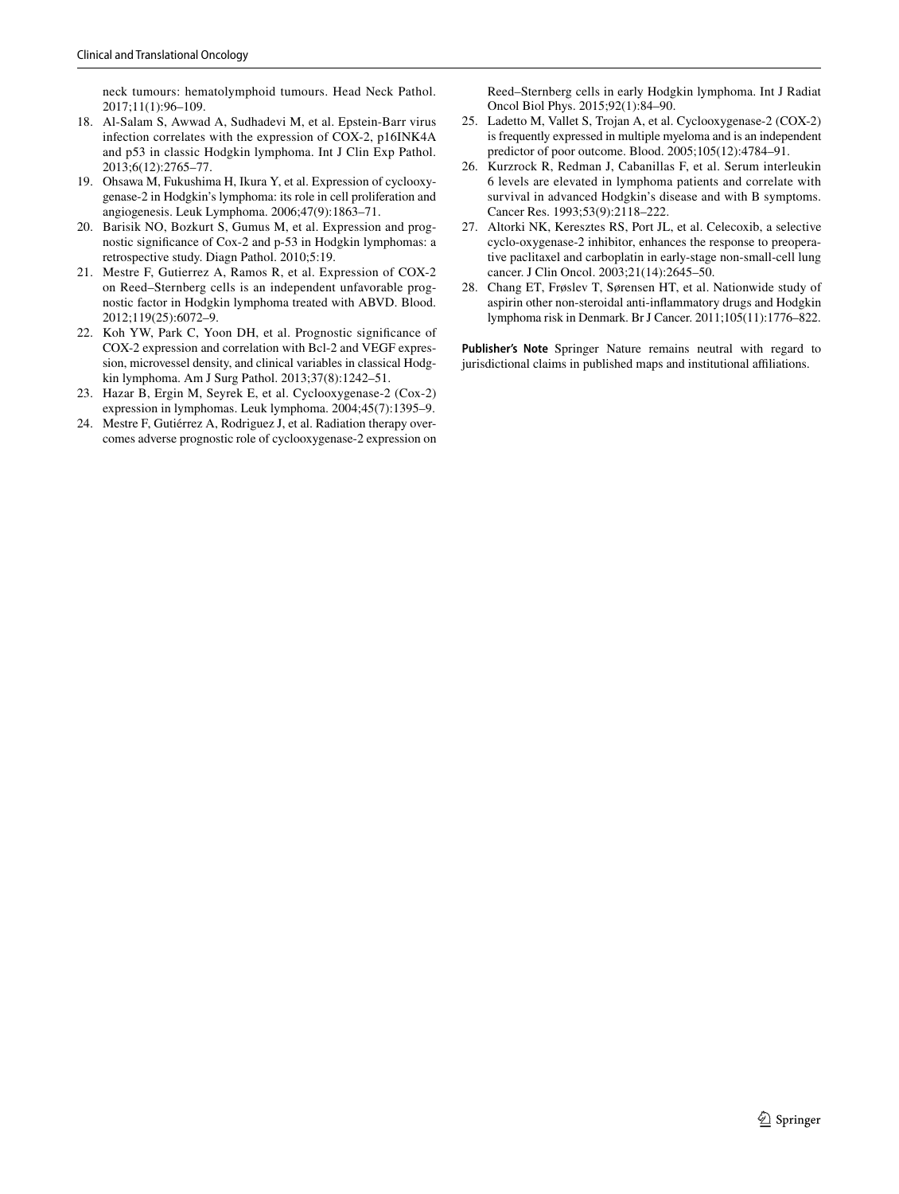neck tumours: hematolymphoid tumours. Head Neck Pathol. 2017;11(1):96–109.

18. Al-Salam S, Awwad A, Sudhadevi M, et al. Epstein-Barr virus infection correlates with the expression of COX-2, p16INK4A and p53 in classic Hodgkin lymphoma. Int J Clin Exp Pathol. 2013;6(12):2765–77.
19. Ohsawa M, Fukushima H, Ikura Y, et al. Expression of cyclooxygenase-2 in Hodgkin's lymphoma: its role in cell proliferation and angiogenesis. Leuk Lymphoma. 2006;47(9):1863–71.
20. Barisik NO, Bozkurt S, Gumus M, et al. Expression and prognostic significance of Cox-2 and p-53 in Hodgkin lymphomas: a retrospective study. Diagn Pathol. 2010;5:19.
21. Mestre F, Gutierrez A, Ramos R, et al. Expression of COX-2 on Reed–Sternberg cells is an independent unfavorable prognostic factor in Hodgkin lymphoma treated with ABVD. Blood. 2012;119(25):6072–9.
22. Koh YW, Park C, Yoon DH, et al. Prognostic significance of COX-2 expression and correlation with Bcl-2 and VEGF expression, microvessel density, and clinical variables in classical Hodgkin lymphoma. Am J Surg Pathol. 2013;37(8):1242–51.
23. Hazar B, Ergin M, Seyrek E, et al. Cyclooxygenase-2 (Cox-2) expression in lymphomas. Leuk lymphoma. 2004;45(7):1395–9.
24. Mestre F, Gutiérrez A, Rodriguez J, et al. Radiation therapy overcomes adverse prognostic role of cyclooxygenase-2 expression on Reed–Sternberg cells in early Hodgkin lymphoma. Int J Radiat Oncol Biol Phys. 2015;92(1):84–90.
25. Ladetto M, Vallet S, Trojan A, et al. Cyclooxygenase-2 (COX-2) is frequently expressed in multiple myeloma and is an independent predictor of poor outcome. Blood. 2005;105(12):4784–91.
26. Kurzrock R, Redman J, Cabanillas F, et al. Serum interleukin 6 levels are elevated in lymphoma patients and correlate with survival in advanced Hodgkin's disease and with B symptoms. Cancer Res. 1993;53(9):2118–222.
27. Altorki NK, Keresztes RS, Port JL, et al. Celecoxib, a selective cyclo-oxygenase-2 inhibitor, enhances the response to preoperative paclitaxel and carboplatin in early-stage non-small-cell lung cancer. J Clin Oncol. 2003;21(14):2645–50.
28. Chang ET, Frøslev T, Sørensen HT, et al. Nationwide study of aspirin other non-steroidal anti-inflammatory drugs and Hodgkin lymphoma risk in Denmark. Br J Cancer. 2011;105(11):1776–822.

**Publisher's Note** Springer Nature remains neutral with regard to jurisdictional claims in published maps and institutional affiliations.